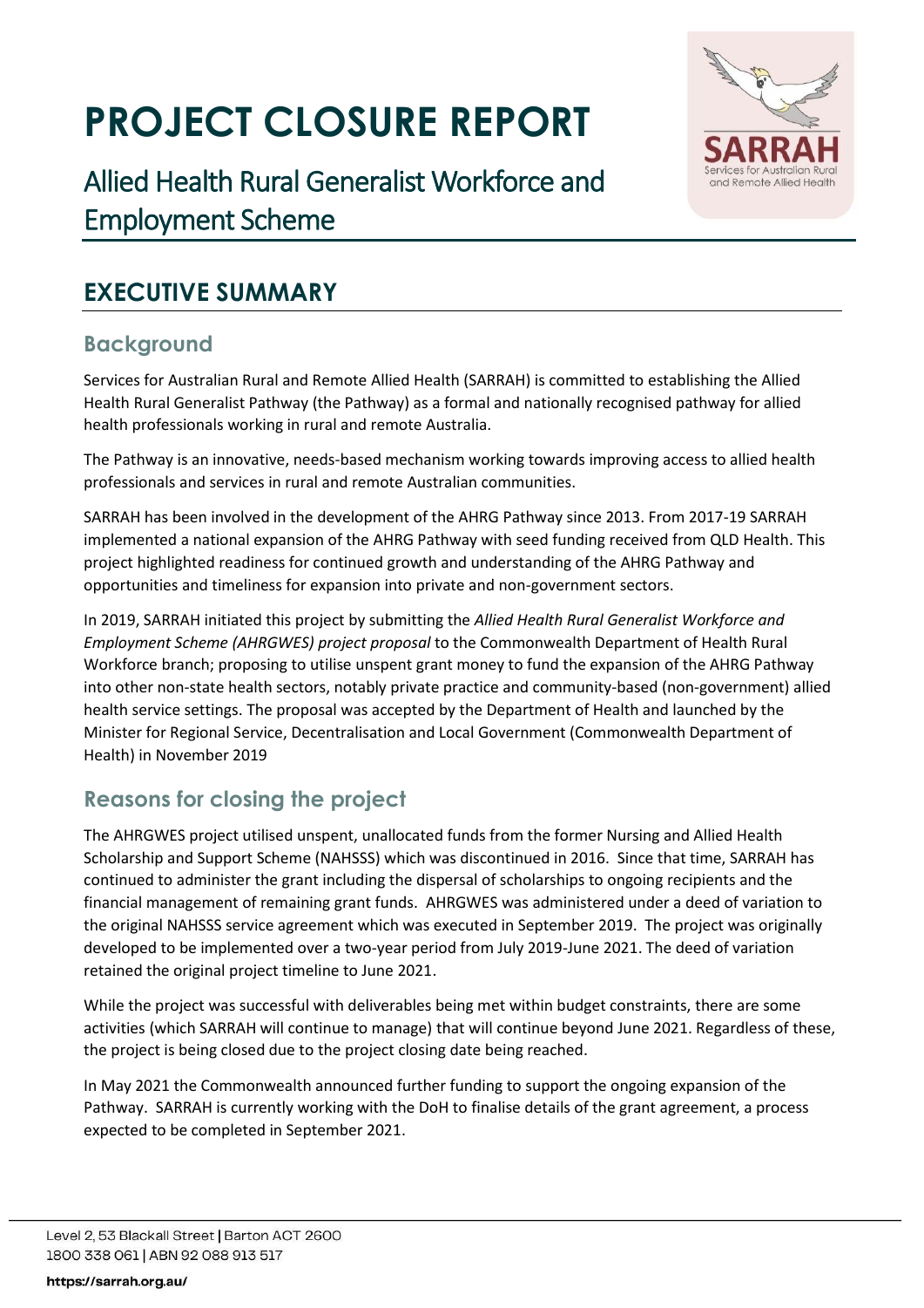# PROJECT CLOSURE REPORT

Allied Health Rural Generalist Workforce and Employment Scheme

## EXECUTIVE SUMMARY

### Background

Services for Australian Rural and Remote Allied Health (SARRAH) is committed to establishing the Allied Health Rural Generalist Pathway (the Pathway) as a formal and nationally recognised pathway for allied health professionals working in rural and remote Australia.

The Pathway is an innovative, needs-based mechanism working towards improving access to allied health professionals and services in rural and remote Australian communities.

SARRAH has been involved in the development of the AHRG Pathway since 2013. From 2017-19 SARRAH implemented a national expansion of the AHRG Pathway with seed funding received from QLD Health. This project highlighted readiness for continued growth and understanding of the AHRG Pathway and opportunities and timeliness for expansion into private and non-government sectors.

In 2019, SARRAH initiated this project by submitting the *Allied Health Rural Generalist Workforce and Employment Scheme (AHRGWES) project proposal* to the Commonwealth Department of Health Rural Workforce branch; proposing to utilise unspent grant money to fund the expansion of the AHRG Pathway into other non-state health sectors, notably private practice and community-based (non-government) allied health service settings. The proposal was accepted by the Department of Health and launched by the Minister for Regional Service, Decentralisation and Local Government (Commonwealth Department of Health) in November 2019

### Reasons for closing the project

The AHRGWES project utilised unspent, unallocated funds from the former Nursing and Allied Health Scholarship and Support Scheme (NAHSSS) which was discontinued in 2016. Since that time, SARRAH has continued to administer the grant including the dispersal of scholarships to ongoing recipients and the financial management of remaining grant funds. AHRGWES was administered under a deed of variation to the original NAHSSS service agreement which was executed in September 2019. The project was originally developed to be implemented over a two-year period from July 2019-June 2021. The deed of variation retained the original project timeline to June 2021.

While the project was successful with deliverables being met within budget constraints, there are some activities (which SARRAH will continue to manage) that will continue beyond June 2021. Regardless of these, the project is being closed due to the project closing date being reached.

In May 2021 the Commonwealth announced further funding to support the ongoing expansion of the Pathway. SARRAH is currently working with the DoH to finalise details of the grant agreement, a process expected to be completed in September 2021.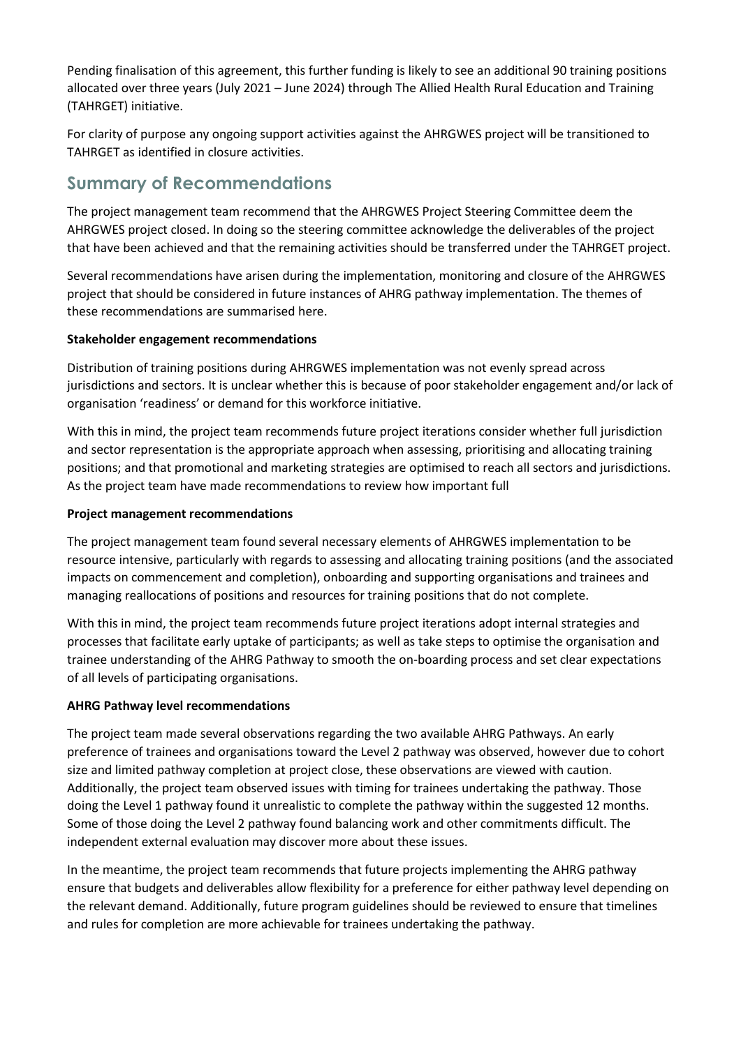Pending finalisation of this agreement, this further funding is likely to see an additional 90 training positions allocated over three years (July 2021 – June 2024) through The Allied Health Rural Education and Training (TAHRGET) initiative.

For clarity of purpose any ongoing support activities against the AHRGWES project will be transitioned to TAHRGET as identified in closure activities.

## Summary of Recommendations

The project management team recommend that the AHRGWES Project Steering Committee deem the AHRGWES project closed. In doing so the steering committee acknowledge the deliverables of the project that have been achieved and that the remaining activities should be transferred under the TAHRGET project.

Several recommendations have arisen during the implementation, monitoring and closure of the AHRGWES project that should be considered in future instances of AHRG pathway implementation. The themes of these recommendations are summarised here.

**Stakeholder engagement recommendations**

Distribution of training positions during AHRGWES implementation was not evenly spread across jurisdictions and sectors. It is unclear whether this is because of poor stakeholder engagement and/or lack of organisation 'readiness' or demand for this workforce initiative.

With this in mind, the project team recommends future project iterations consider whether full jurisdiction and sector representation is the appropriate approach when assessing, prioritising and allocating training positions; and that promotional and marketing strategies are optimised to reach all sectors and jurisdictions. As the project team have made recommendations to review how important full

**Project management recommendations**

The project management team found several necessary elements of AHRGWES implementation to be resource intensive, particularly with regards to assessing and allocating training positions (and the associated impacts on commencement and completion), onboarding and supporting organisations and trainees and managing reallocations of positions and resources for training positions that do not complete.

With this in mind, the project team recommends future project iterations adopt internal strategies and processes that facilitate early uptake of participants; as well as take steps to optimise the organisation and trainee understanding of the AHRG Pathway to smooth the on-boarding process and set clear expectations of all levels of participating organisations.

**AHRG Pathway level recommendations**

The project team made several observations regarding the two available AHRG Pathways. An early preference of trainees and organisations toward the Level 2 pathway was observed, however due to cohort size and limited pathway completion at project close, these observations are viewed with caution. Additionally, the project team observed issues with timing for trainees undertaking the pathway. Those doing the Level 1 pathway found it unrealistic to complete the pathway within the suggested 12 months. Some of those doing the Level 2 pathway found balancing work and other commitments difficult. The independent external evaluation may discover more about these issues.

In the meantime, the project team recommends that future projects implementing the AHRG pathway ensure that budgets and deliverables allow flexibility for a preference for either pathway level depending on the relevant demand. Additionally, future program guidelines should be reviewed to ensure that timelines and rules for completion are more achievable for trainees undertaking the pathway.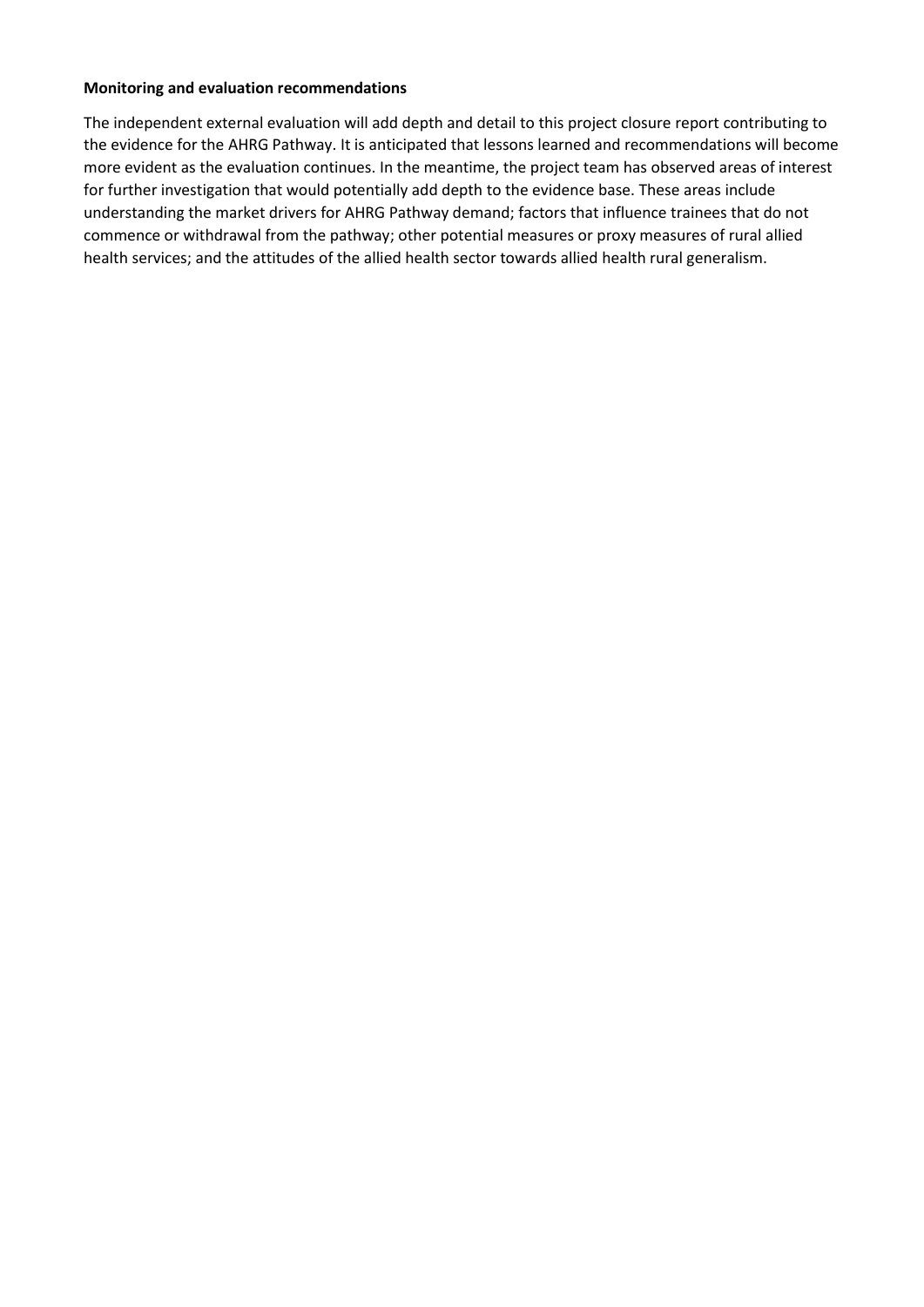**Monitoring and evaluation recommendations**

The independent external evaluation will add depth and detail to this project closure report contributing to the evidence for the AHRG Pathway. It is anticipated that lessons learned and recommendations will become more evident as the evaluation continues. In the meantime, the project team has observed areas of interest for further investigation that would potentially add depth to the evidence base. These areas include understanding the market drivers for AHRG Pathway demand; factors that influence trainees that do not commence or withdrawal from the pathway; other potential measures or proxy measures of rural allied health services; and the attitudes of the allied health sector towards allied health rural generalism.